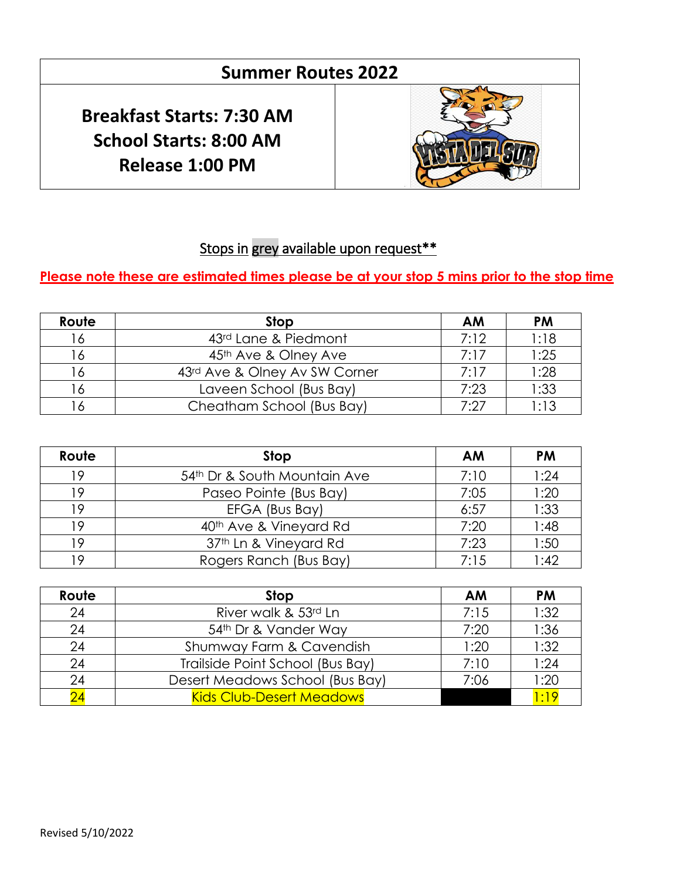# Summary Routes 2022

**Breakfast Starts: 7:30 AM**
**School Starts: 8:00 AM**
**Release 1:00 PM**

Stops in grey available upon request**

**Please note these are estimated times please be at your stop 5 mins prior to the stop time**

| Route | Stop | AM | PM |
|---|---|---|---|
| 16 | 43rd Lane & Piedmont | 7:12 | 1:18 |
| 16 | 45th Ave & Olney Ave | 7:17 | 1:25 |
| 16 | 43rd Ave & Olney Av SW Corner | 7:17 | 1:28 |
| 16 | Laveen School (Bus Bay) | 7:23 | 1:33 |
| 16 | Cheatham School (Bus Bay) | 7:27 | 1:13 |

| Route | Stop | AM | PM |
|---|---|---|---|
| 19 | 54th Dr & South Mountain Ave | 7:10 | 1:24 |
| 19 | Paseo Pointe (Bus Bay) | 7:05 | 1:20 |
| 19 | EFGA (Bus Bay) | 6:57 | 1:33 |
| 19 | 40th Ave & Vineyard Rd | 7:20 | 1:48 |
| 19 | 37th Ln & Vineyard Rd | 7:23 | 1:50 |
| 19 | Rogers Ranch (Bus Bay) | 7:15 | 1:42 |

| Route | Stop | AM | PM |
|---|---|---|---|
| 24 | River walk & 53rd Ln | 7:15 | 1:32 |
| 24 | 54th Dr & Vander Way | 7:20 | 1:36 |
| 24 | Shumway Farm & Cavendish | 1:20 | 1:32 |
| 24 | Trailside Point School (Bus Bay) | 7:10 | 1:24 |
| 24 | Desert Meadows School (Bus Bay) | 7:06 | 1:20 |
| 24 | Kids Club-Desert Meadows | | 1:19 |

Revised 5/10/2022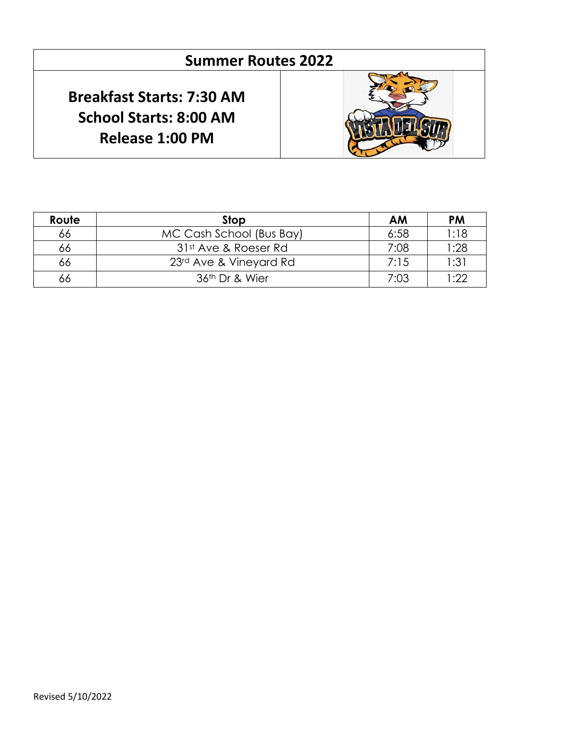# Summer Routes 2022

**Breakfast Starts: 7:30 AM**
**School Starts: 8:00 AM**
**Release 1:00 PM**

| Route | Stop | AM | PM |
|---|---|---|---|
| 66 | MC Cash School (Bus Bay) | 6:58 | 1:18 |
| 66 | 31st Ave & Roeser Rd | 7:08 | 1:28 |
| 66 | 23rd Ave & Vineyard Rd | 7:15 | 1:31 |
| 66 | 36th Dr & Wier | 7:03 | 1:22 |

Revised 5/10/2022